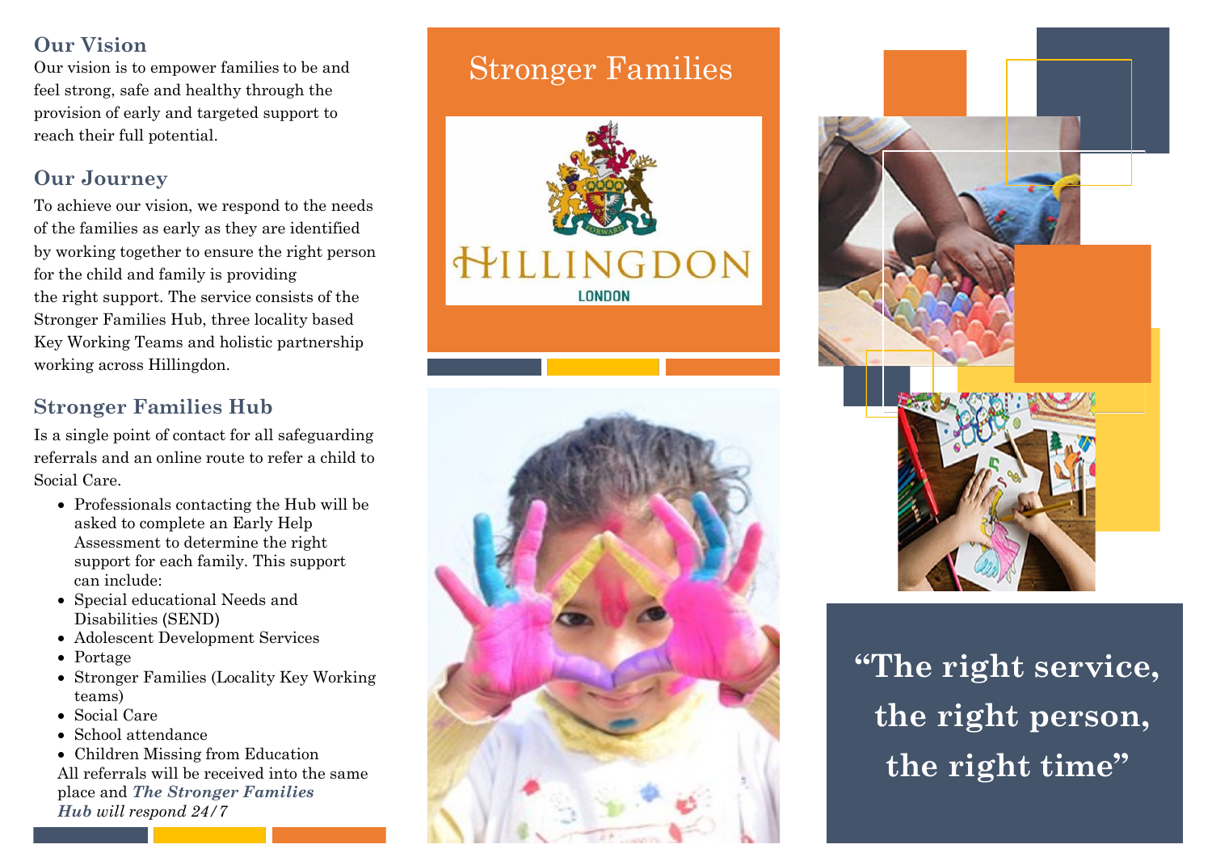## Our Vision

Our vision is to empower families to be and feel strong, safe and healthy through the provision of early and targeted support to reach their full potential.

## Our Journey

To achieve our vision, we respond to the needs of the families as early as they are identified by working together to ensure the right person for the child and family is providing the right support. The service consists of the Stronger Families Hub, three locality based Key Working Teams and holistic partnership working across Hillingdon.

## Stronger Families Hub

Is a single point of contact for all safeguarding referrals and an online route to refer a child to Social Care.

- Professionals contacting the Hub will be asked to complete an Early Help Assessment to determine the right support for each family. This support can include:
- Special educational Needs and Disabilities (SEND)
- Adolescent Development Services
- Portage
- Stronger Families (Locality Key Working teams)
- Social Care
- School attendance
- Children Missing from Education

All referrals will be received into the same place and ***The Stronger Families Hub*** *will respond 24/7*

# Stronger Families

HILLINGDON
LONDON

**"The right service, the right person, the right time"**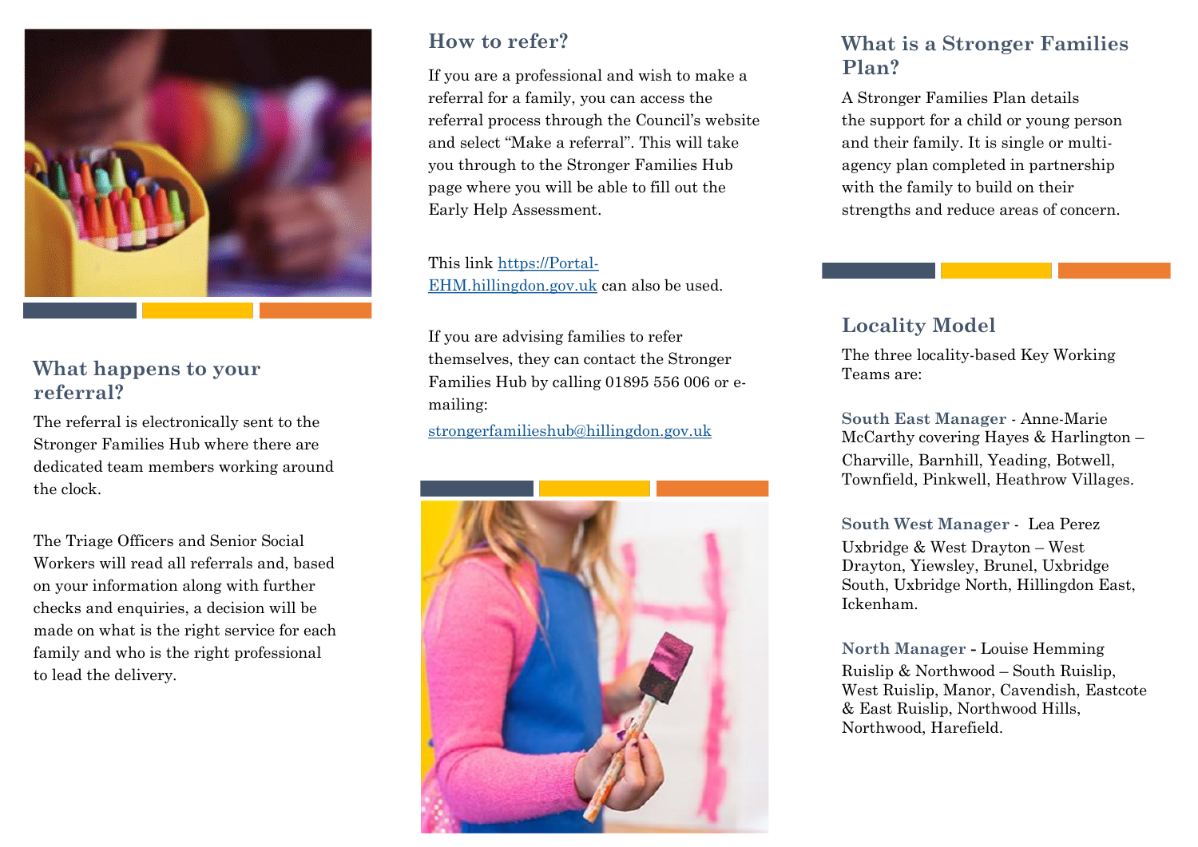## What happens to your referral?

The referral is electronically sent to the Stronger Families Hub where there are dedicated team members working around the clock.

The Triage Officers and Senior Social Workers will read all referrals and, based on your information along with further checks and enquiries, a decision will be made on what is the right service for each family and who is the right professional to lead the delivery.

## How to refer?

If you are a professional and wish to make a referral for a family, you can access the referral process through the Council's website and select "Make a referral". This will take you through to the Stronger Families Hub page where you will be able to fill out the Early Help Assessment.

This link [https://Portal-EHM.hillingdon.gov.uk](https://Portal-EHM.hillingdon.gov.uk) can also be used.

If you are advising families to refer themselves, they can contact the Stronger Families Hub by calling 01895 556 006 or e-mailing:

[strongerfamilieshub@hillingdon.gov.uk](mailto:strongerfamilieshub@hillingdon.gov.uk)

## What is a Stronger Families Plan?

A Stronger Families Plan details the support for a child or young person and their family. It is single or multi-agency plan completed in partnership with the family to build on their strengths and reduce areas of concern.

## Locality Model

The three locality-based Key Working Teams are:

**South East Manager** - Anne-Marie McCarthy covering Hayes & Harlington – Charville, Barnhill, Yeading, Botwell, Townfield, Pinkwell, Heathrow Villages.

**South West Manager** - Lea Perez Uxbridge & West Drayton – West Drayton, Yiewsley, Brunel, Uxbridge South, Uxbridge North, Hillingdon East, Ickenham.

**North Manager** - Louise Hemming Ruislip & Northwood – South Ruislip, West Ruislip, Manor, Cavendish, Eastcote & East Ruislip, Northwood Hills, Northwood, Harefield.